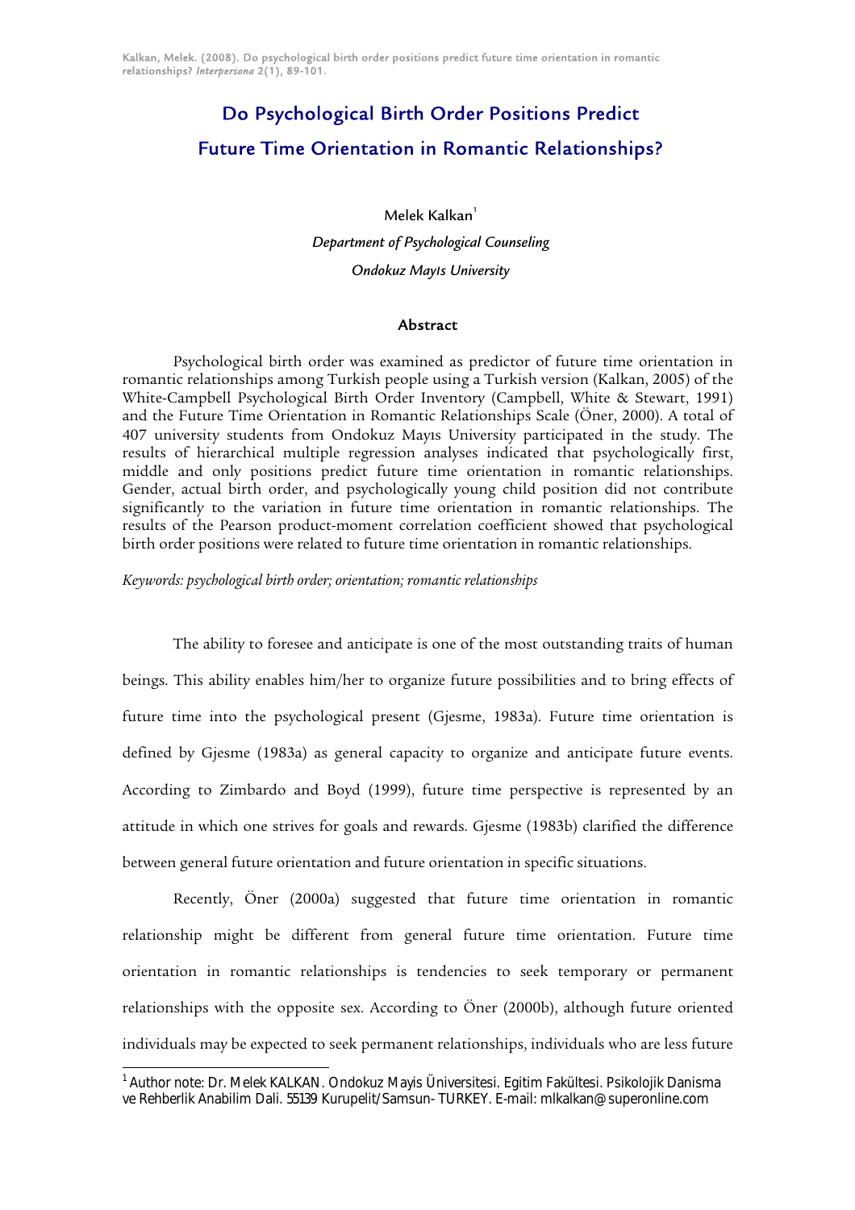# Do Psychological Birth Order Positions Predict Future Time Orientation in Romantic Relationships?

Melek Kalkan[1]

*Department of Psychological Counseling*

*Ondokuz Mayıs University*

## Abstract

Psychological birth order was examined as predictor of future time orientation in romantic relationships among Turkish people using a Turkish version (Kalkan, 2005) of the White-Campbell Psychological Birth Order Inventory (Campbell, White & Stewart, 1991) and the Future Time Orientation in Romantic Relationships Scale (Öner, 2000). A total of 407 university students from Ondokuz Mayıs University participated in the study. The results of hierarchical multiple regression analyses indicated that psychologically first, middle and only positions predict future time orientation in romantic relationships. Gender, actual birth order, and psychologically young child position did not contribute significantly to the variation in future time orientation in romantic relationships. The results of the Pearson product-moment correlation coefficient showed that psychological birth order positions were related to future time orientation in romantic relationships.

*Keywords: psychological birth order; orientation; romantic relationships*

The ability to foresee and anticipate is one of the most outstanding traits of human beings. This ability enables him/her to organize future possibilities and to bring effects of future time into the psychological present (Gjesme, 1983a). Future time orientation is defined by Gjesme (1983a) as general capacity to organize and anticipate future events. According to Zimbardo and Boyd (1999), future time perspective is represented by an attitude in which one strives for goals and rewards. Gjesme (1983b) clarified the difference between general future orientation and future orientation in specific situations.

Recently, Öner (2000a) suggested that future time orientation in romantic relationship might be different from general future time orientation. Future time orientation in romantic relationships is tendencies to seek temporary or permanent relationships with the opposite sex. According to Öner (2000b), although future oriented individuals may be expected to seek permanent relationships, individuals who are less future

[1] Author note: Dr. Melek KALKAN. Ondokuz Mayis Üniversitesi. Egitim Fakültesi. Psikolojik Danisma ve Rehberlik Anabilim Dali. 55139 Kurupelit/Samsun- TURKEY. E-mail: mlkalkan@superonline.com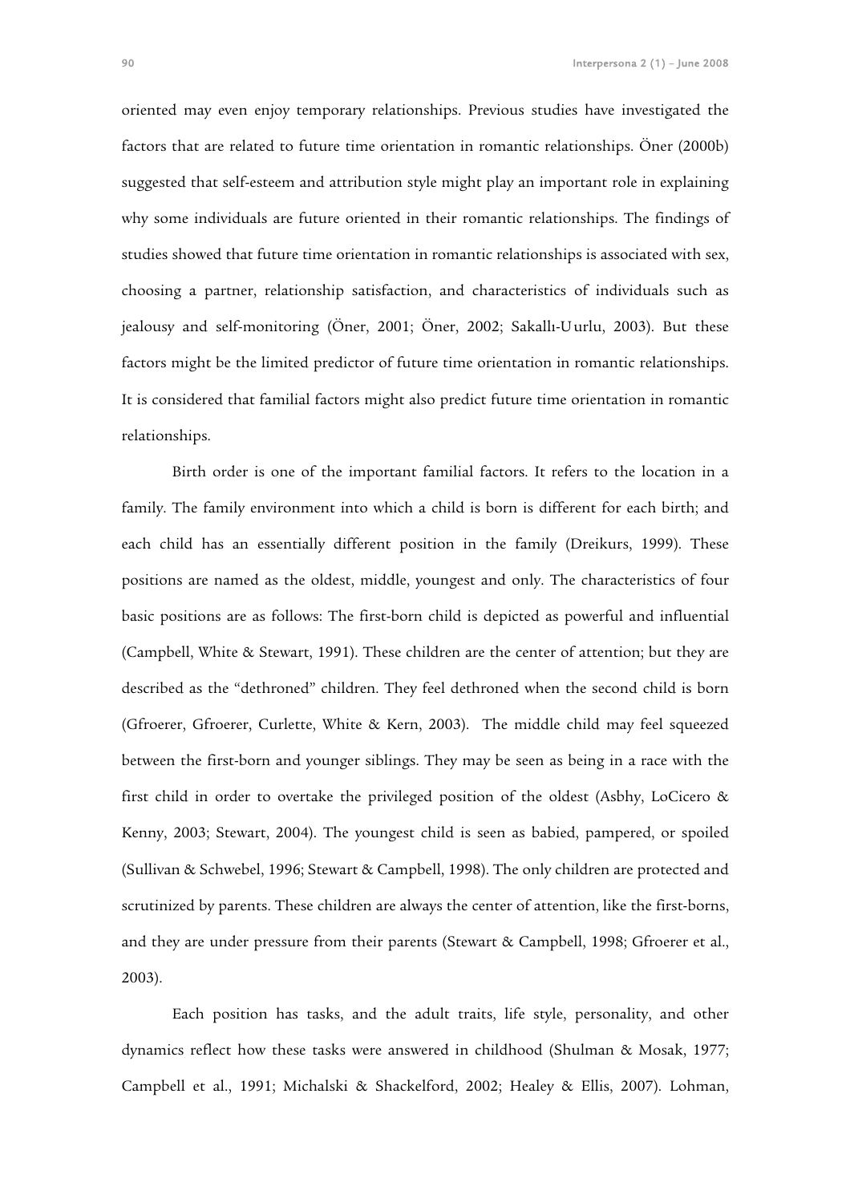oriented may even enjoy temporary relationships. Previous studies have investigated the factors that are related to future time orientation in romantic relationships. Öner (2000b) suggested that self-esteem and attribution style might play an important role in explaining why some individuals are future oriented in their romantic relationships. The findings of studies showed that future time orientation in romantic relationships is associated with sex, choosing a partner, relationship satisfaction, and characteristics of individuals such as jealousy and self-monitoring (Öner, 2001; Öner, 2002; Sakallı-Uurlu, 2003). But these factors might be the limited predictor of future time orientation in romantic relationships. It is considered that familial factors might also predict future time orientation in romantic relationships.

Birth order is one of the important familial factors. It refers to the location in a family. The family environment into which a child is born is different for each birth; and each child has an essentially different position in the family (Dreikurs, 1999). These positions are named as the oldest, middle, youngest and only. The characteristics of four basic positions are as follows: The first-born child is depicted as powerful and influential (Campbell, White & Stewart, 1991). These children are the center of attention; but they are described as the "dethroned" children. They feel dethroned when the second child is born (Gfroerer, Gfroerer, Curlette, White & Kern, 2003). The middle child may feel squeezed between the first-born and younger siblings. They may be seen as being in a race with the first child in order to overtake the privileged position of the oldest (Asbhy, LoCicero & Kenny, 2003; Stewart, 2004). The youngest child is seen as babied, pampered, or spoiled (Sullivan & Schwebel, 1996; Stewart & Campbell, 1998). The only children are protected and scrutinized by parents. These children are always the center of attention, like the first-borns, and they are under pressure from their parents (Stewart & Campbell, 1998; Gfroerer et al., 2003).

Each position has tasks, and the adult traits, life style, personality, and other dynamics reflect how these tasks were answered in childhood (Shulman & Mosak, 1977; Campbell et al., 1991; Michalski & Shackelford, 2002; Healey & Ellis, 2007). Lohman,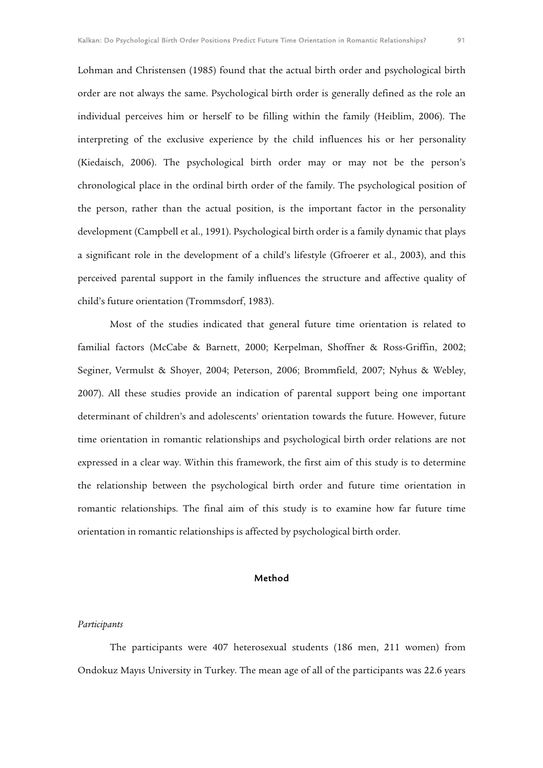Lohman and Christensen (1985) found that the actual birth order and psychological birth order are not always the same. Psychological birth order is generally defined as the role an individual perceives him or herself to be filling within the family (Heiblim, 2006). The interpreting of the exclusive experience by the child influences his or her personality (Kiedaisch, 2006). The psychological birth order may or may not be the person's chronological place in the ordinal birth order of the family. The psychological position of the person, rather than the actual position, is the important factor in the personality development (Campbell et al., 1991). Psychological birth order is a family dynamic that plays a significant role in the development of a child's lifestyle (Gfroerer et al., 2003), and this perceived parental support in the family influences the structure and affective quality of child's future orientation (Trommsdorf, 1983).

Most of the studies indicated that general future time orientation is related to familial factors (McCabe & Barnett, 2000; Kerpelman, Shoffner & Ross-Griffin, 2002; Seginer, Vermulst & Shoyer, 2004; Peterson, 2006; Brommfield, 2007; Nyhus & Webley, 2007). All these studies provide an indication of parental support being one important determinant of children's and adolescents' orientation towards the future. However, future time orientation in romantic relationships and psychological birth order relations are not expressed in a clear way. Within this framework, the first aim of this study is to determine the relationship between the psychological birth order and future time orientation in romantic relationships. The final aim of this study is to examine how far future time orientation in romantic relationships is affected by psychological birth order.

## Method

### *Participants*

The participants were 407 heterosexual students (186 men, 211 women) from Ondokuz Mayıs University in Turkey. The mean age of all of the participants was 22.6 years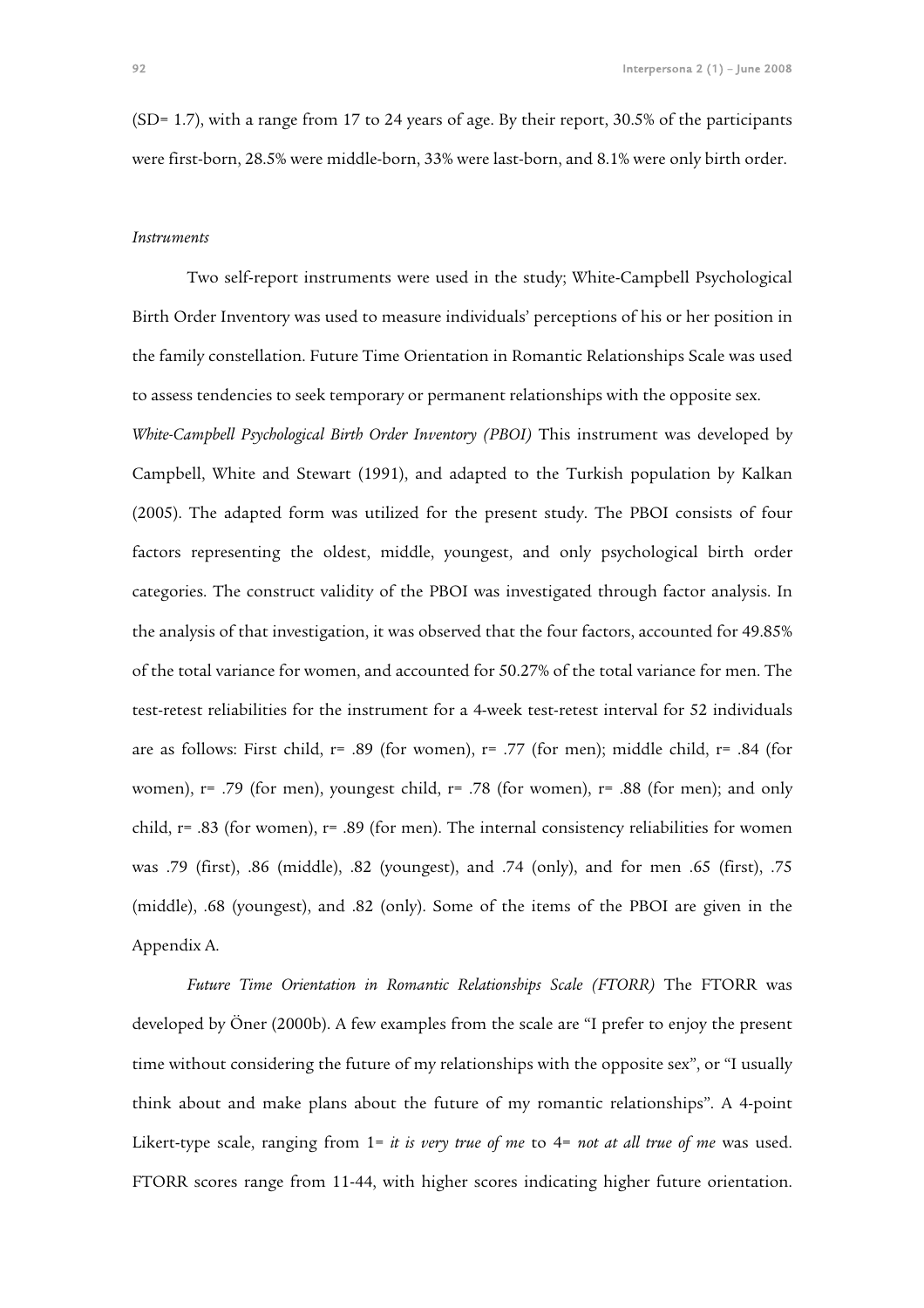(SD= 1.7), with a range from 17 to 24 years of age. By their report, 30.5% of the participants were first-born, 28.5% were middle-born, 33% were last-born, and 8.1% were only birth order.

*Instruments*

Two self-report instruments were used in the study; White-Campbell Psychological Birth Order Inventory was used to measure individuals' perceptions of his or her position in the family constellation. Future Time Orientation in Romantic Relationships Scale was used to assess tendencies to seek temporary or permanent relationships with the opposite sex.

*White-Campbell Psychological Birth Order Inventory (PBOI)* This instrument was developed by Campbell, White and Stewart (1991), and adapted to the Turkish population by Kalkan (2005). The adapted form was utilized for the present study. The PBOI consists of four factors representing the oldest, middle, youngest, and only psychological birth order categories. The construct validity of the PBOI was investigated through factor analysis. In the analysis of that investigation, it was observed that the four factors, accounted for 49.85% of the total variance for women, and accounted for 50.27% of the total variance for men. The test-retest reliabilities for the instrument for a 4-week test-retest interval for 52 individuals are as follows: First child, r= .89 (for women), r= .77 (for men); middle child, r= .84 (for women), r= .79 (for men), youngest child, r= .78 (for women), r= .88 (for men); and only child, r= .83 (for women), r= .89 (for men). The internal consistency reliabilities for women was .79 (first), .86 (middle), .82 (youngest), and .74 (only), and for men .65 (first), .75 (middle), .68 (youngest), and .82 (only). Some of the items of the PBOI are given in the Appendix A.

*Future Time Orientation in Romantic Relationships Scale (FTORR)* The FTORR was developed by Öner (2000b). A few examples from the scale are "I prefer to enjoy the present time without considering the future of my relationships with the opposite sex", or "I usually think about and make plans about the future of my romantic relationships". A 4-point Likert-type scale, ranging from 1= *it is very true of me* to 4= *not at all true of me* was used. FTORR scores range from 11-44, with higher scores indicating higher future orientation.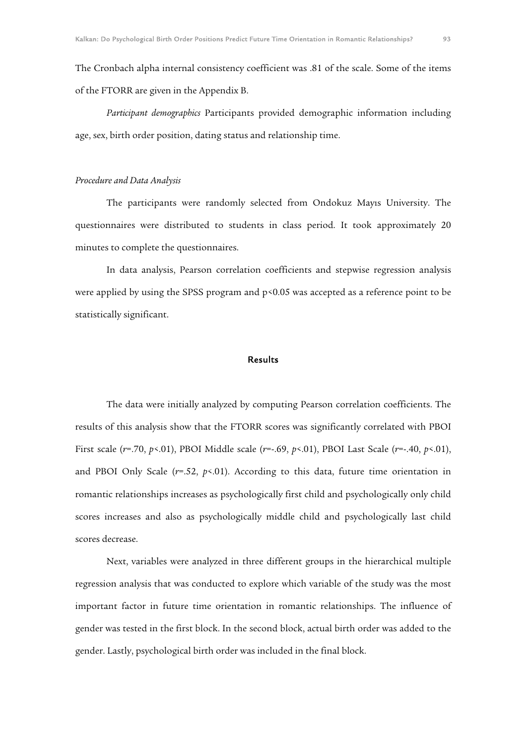The Cronbach alpha internal consistency coefficient was .81 of the scale. Some of the items of the FTORR are given in the Appendix B.

*Participant demographics* Participants provided demographic information including age, sex, birth order position, dating status and relationship time.

*Procedure and Data Analysis*

The participants were randomly selected from Ondokuz Mayıs University. The questionnaires were distributed to students in class period. It took approximately 20 minutes to complete the questionnaires.

In data analysis, Pearson correlation coefficients and stepwise regression analysis were applied by using the SPSS program and $p<0.05$ was accepted as a reference point to be statistically significant.

## Results

The data were initially analyzed by computing Pearson correlation coefficients. The results of this analysis show that the FTORR scores was significantly correlated with PBOI First scale ($r$=.70, $p$<.01), PBOI Middle scale ($r$=-.69, $p$<.01), PBOI Last Scale ($r$=-.40, $p$<.01), and PBOI Only Scale ($r$=.52, $p$<.01). According to this data, future time orientation in romantic relationships increases as psychologically first child and psychologically only child scores increases and also as psychologically middle child and psychologically last child scores decrease.

Next, variables were analyzed in three different groups in the hierarchical multiple regression analysis that was conducted to explore which variable of the study was the most important factor in future time orientation in romantic relationships. The influence of gender was tested in the first block. In the second block, actual birth order was added to the gender. Lastly, psychological birth order was included in the final block.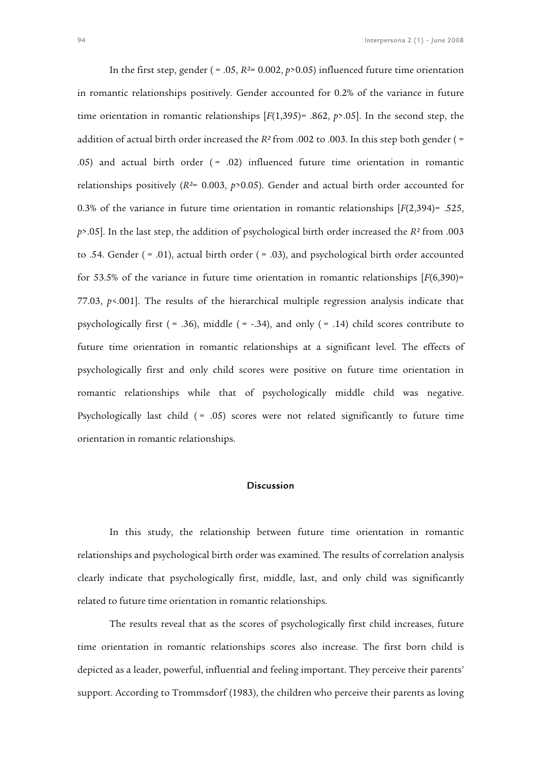In the first step, gender ( = .05, $R^2$= 0.002, $p$>0.05) influenced future time orientation in romantic relationships positively. Gender accounted for 0.2% of the variance in future time orientation in romantic relationships [$F$(1,395)= .862, $p$>.05]. In the second step, the addition of actual birth order increased the $R^2$ from .002 to .003. In this step both gender ( = .05) and actual birth order ( = .02) influenced future time orientation in romantic relationships positively ($R^2$= 0.003, $p$>0.05). Gender and actual birth order accounted for 0.3% of the variance in future time orientation in romantic relationships [$F$(2,394)= .525, $p$>.05]. In the last step, the addition of psychological birth order increased the $R^2$ from .003 to .54. Gender ( = .01), actual birth order ( = .03), and psychological birth order accounted for 53.5% of the variance in future time orientation in romantic relationships [$F$(6,390)= 77.03, $p$<.001]. The results of the hierarchical multiple regression analysis indicate that psychologically first ( = .36), middle ( = -.34), and only ( = .14) child scores contribute to future time orientation in romantic relationships at a significant level. The effects of psychologically first and only child scores were positive on future time orientation in romantic relationships while that of psychologically middle child was negative. Psychologically last child ( = .05) scores were not related significantly to future time orientation in romantic relationships.

## Discussion

In this study, the relationship between future time orientation in romantic relationships and psychological birth order was examined. The results of correlation analysis clearly indicate that psychologically first, middle, last, and only child was significantly related to future time orientation in romantic relationships.

The results reveal that as the scores of psychologically first child increases, future time orientation in romantic relationships scores also increase. The first born child is depicted as a leader, powerful, influential and feeling important. They perceive their parents' support. According to Trommsdorf (1983), the children who perceive their parents as loving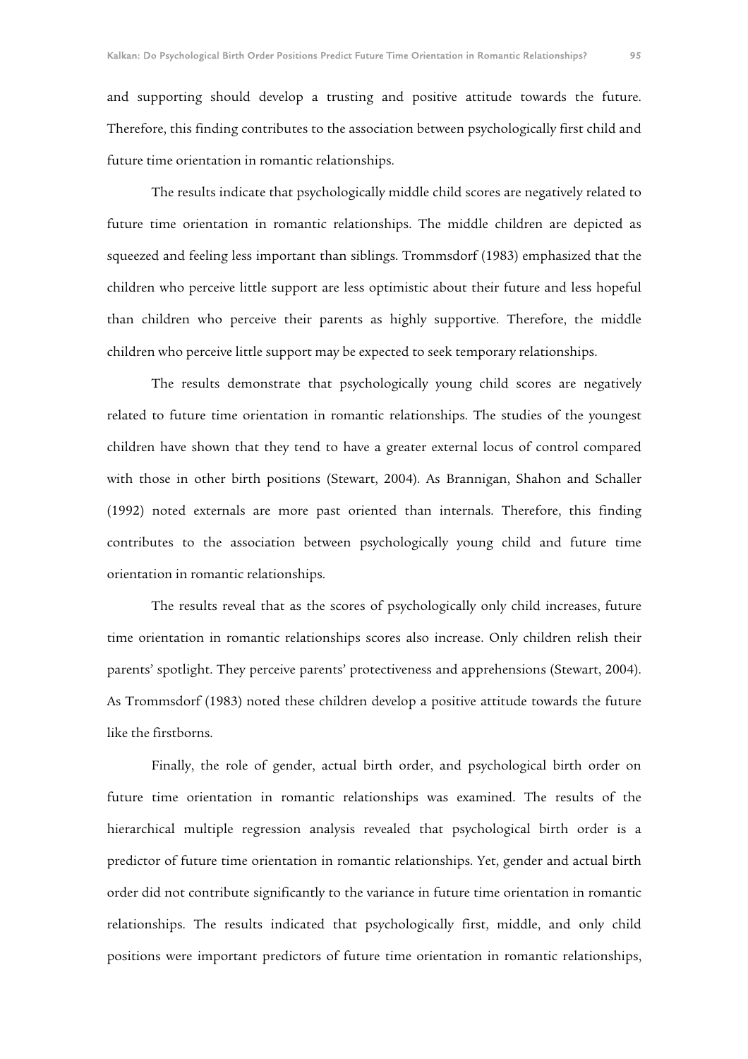and supporting should develop a trusting and positive attitude towards the future. Therefore, this finding contributes to the association between psychologically first child and future time orientation in romantic relationships.

The results indicate that psychologically middle child scores are negatively related to future time orientation in romantic relationships. The middle children are depicted as squeezed and feeling less important than siblings. Trommsdorf (1983) emphasized that the children who perceive little support are less optimistic about their future and less hopeful than children who perceive their parents as highly supportive. Therefore, the middle children who perceive little support may be expected to seek temporary relationships.

The results demonstrate that psychologically young child scores are negatively related to future time orientation in romantic relationships. The studies of the youngest children have shown that they tend to have a greater external locus of control compared with those in other birth positions (Stewart, 2004). As Brannigan, Shahon and Schaller (1992) noted externals are more past oriented than internals. Therefore, this finding contributes to the association between psychologically young child and future time orientation in romantic relationships.

The results reveal that as the scores of psychologically only child increases, future time orientation in romantic relationships scores also increase. Only children relish their parents' spotlight. They perceive parents' protectiveness and apprehensions (Stewart, 2004). As Trommsdorf (1983) noted these children develop a positive attitude towards the future like the firstborns.

Finally, the role of gender, actual birth order, and psychological birth order on future time orientation in romantic relationships was examined. The results of the hierarchical multiple regression analysis revealed that psychological birth order is a predictor of future time orientation in romantic relationships. Yet, gender and actual birth order did not contribute significantly to the variance in future time orientation in romantic relationships. The results indicated that psychologically first, middle, and only child positions were important predictors of future time orientation in romantic relationships,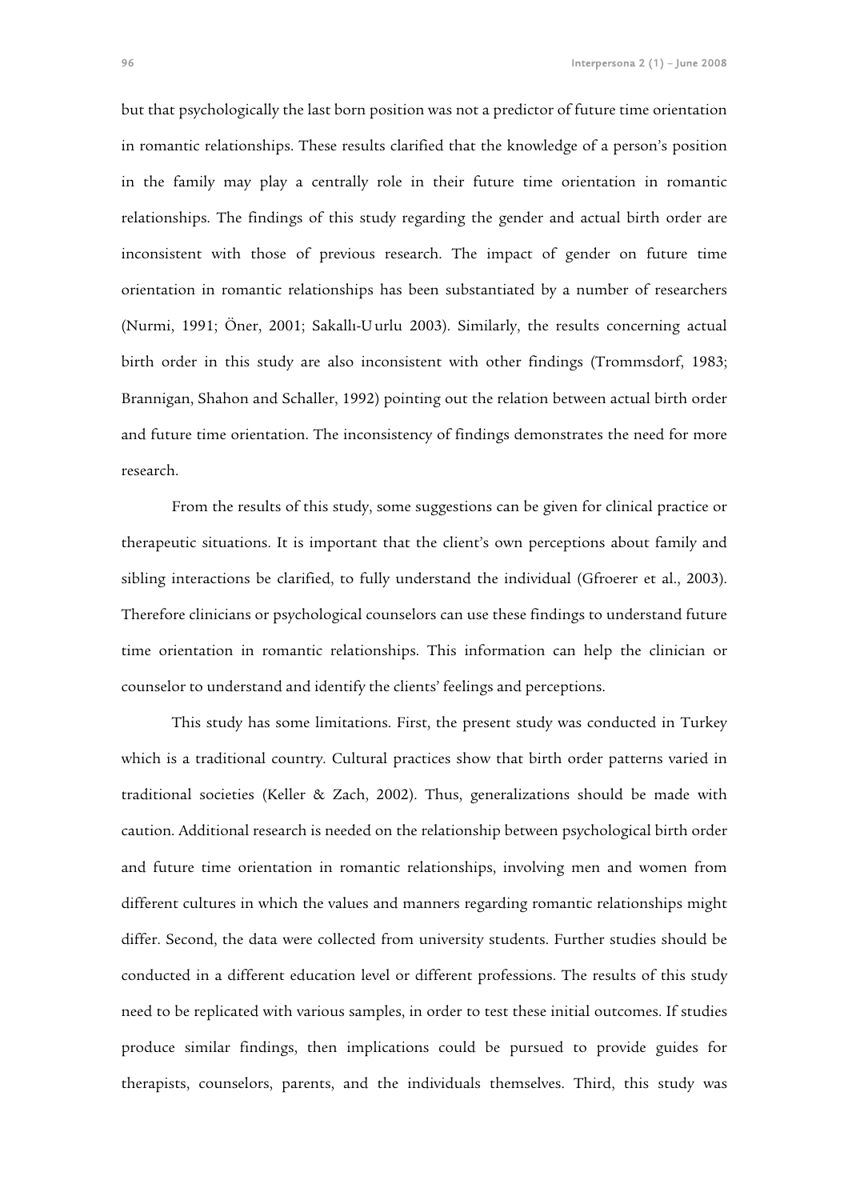but that psychologically the last born position was not a predictor of future time orientation in romantic relationships. These results clarified that the knowledge of a person's position in the family may play a centrally role in their future time orientation in romantic relationships. The findings of this study regarding the gender and actual birth order are inconsistent with those of previous research. The impact of gender on future time orientation in romantic relationships has been substantiated by a number of researchers (Nurmi, 1991; Öner, 2001; Sakallı-Uurlu 2003). Similarly, the results concerning actual birth order in this study are also inconsistent with other findings (Trommsdorf, 1983; Brannigan, Shahon and Schaller, 1992) pointing out the relation between actual birth order and future time orientation. The inconsistency of findings demonstrates the need for more research.

From the results of this study, some suggestions can be given for clinical practice or therapeutic situations. It is important that the client's own perceptions about family and sibling interactions be clarified, to fully understand the individual (Gfroerer et al., 2003). Therefore clinicians or psychological counselors can use these findings to understand future time orientation in romantic relationships. This information can help the clinician or counselor to understand and identify the clients' feelings and perceptions.

This study has some limitations. First, the present study was conducted in Turkey which is a traditional country. Cultural practices show that birth order patterns varied in traditional societies (Keller & Zach, 2002). Thus, generalizations should be made with caution. Additional research is needed on the relationship between psychological birth order and future time orientation in romantic relationships, involving men and women from different cultures in which the values and manners regarding romantic relationships might differ. Second, the data were collected from university students. Further studies should be conducted in a different education level or different professions. The results of this study need to be replicated with various samples, in order to test these initial outcomes. If studies produce similar findings, then implications could be pursued to provide guides for therapists, counselors, parents, and the individuals themselves. Third, this study was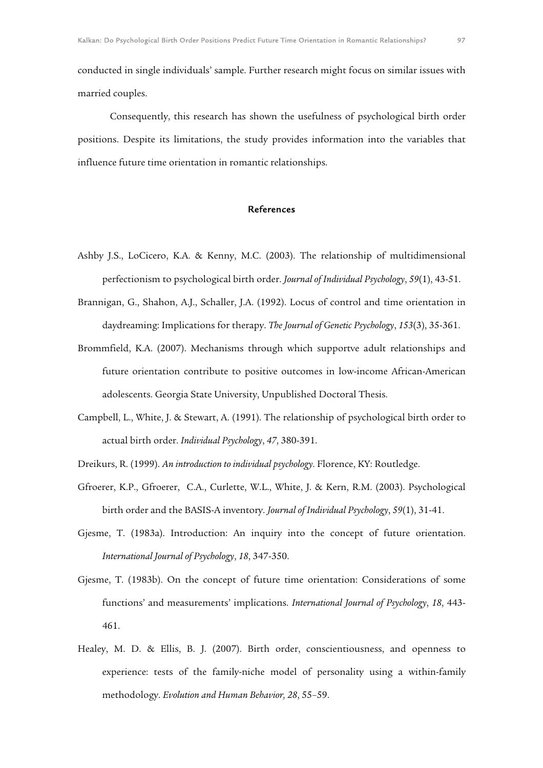conducted in single individuals' sample. Further research might focus on similar issues with married couples.

Consequently, this research has shown the usefulness of psychological birth order positions. Despite its limitations, the study provides information into the variables that influence future time orientation in romantic relationships.

## References

Ashby J.S., LoCicero, K.A. & Kenny, M.C. (2003). The relationship of multidimensional perfectionism to psychological birth order. *Journal of Individual Psychology*, *59*(1), 43-51.

Brannigan, G., Shahon, A.J., Schaller, J.A. (1992). Locus of control and time orientation in daydreaming: Implications for therapy. *The Journal of Genetic Psychology*, *153*(3), 35-361.

Brommfield, K.A. (2007). Mechanisms through which supportve adult relationships and future orientation contribute to positive outcomes in low-income African-American adolescents. Georgia State University, Unpublished Doctoral Thesis.

Campbell, L., White, J. & Stewart, A. (1991). The relationship of psychological birth order to actual birth order. *Individual Psychology*, *47*, 380-391.

Dreikurs, R. (1999). *An introduction to individual psychology*. Florence, KY: Routledge.

Gfroerer, K.P., Gfroerer, C.A., Curlette, W.L., White, J. & Kern, R.M. (2003). Psychological birth order and the BASIS-A inventory. *Journal of Individual Psychology*, *59*(1), 31-41.

Gjesme, T. (1983a). Introduction: An inquiry into the concept of future orientation. *International Journal of Psychology*, *18*, 347-350.

Gjesme, T. (1983b). On the concept of future time orientation: Considerations of some functions' and measurements' implications. *International Journal of Psychology*, *18*, 443-461.

Healey, M. D. & Ellis, B. J. (2007). Birth order, conscientiousness, and openness to experience: tests of the family-niche model of personality using a within-family methodology. *Evolution and Human Behavior, 28*, 55–59.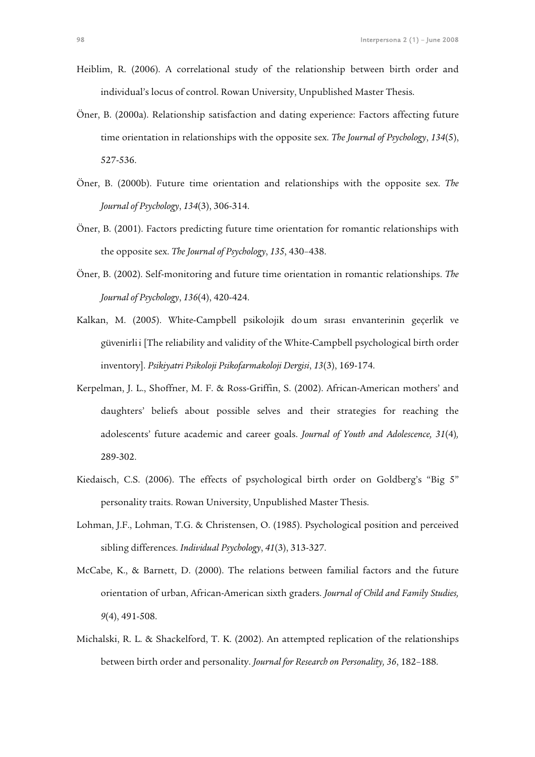Heiblim, R. (2006). A correlational study of the relationship between birth order and individual's locus of control. Rowan University, Unpublished Master Thesis.

Öner, B. (2000a). Relationship satisfaction and dating experience: Factors affecting future time orientation in relationships with the opposite sex. *The Journal of Psychology*, *134*(5), 527-536.

Öner, B. (2000b). Future time orientation and relationships with the opposite sex. *The Journal of Psychology*, *134*(3), 306-314.

Öner, B. (2001). Factors predicting future time orientation for romantic relationships with the opposite sex. *The Journal of Psychology*, *135*, 430–438.

Öner, B. (2002). Self-monitoring and future time orientation in romantic relationships. *The Journal of Psychology*, *136*(4), 420-424.

Kalkan, M. (2005). White-Campbell psikolojik do um sırası envanterinin geçerlik ve güvenirli i [The reliability and validity of the White-Campbell psychological birth order inventory]. *Psikiyatri Psikoloji Psikofarmakoloji Dergisi*, *13*(3), 169-174.

Kerpelman, J. L., Shoffner, M. F. & Ross-Griffin, S. (2002). African-American mothers' and daughters' beliefs about possible selves and their strategies for reaching the adolescents' future academic and career goals. *Journal of Youth and Adolescence, 31*(4)*,* 289-302.

Kiedaisch, C.S. (2006). The effects of psychological birth order on Goldberg's "Big 5" personality traits. Rowan University, Unpublished Master Thesis.

Lohman, J.F., Lohman, T.G. & Christensen, O. (1985). Psychological position and perceived sibling differences. *Individual Psychology*, *41*(3), 313-327.

McCabe, K., & Barnett, D. (2000). The relations between familial factors and the future orientation of urban, African-American sixth graders. *Journal of Child and Family Studies, 9*(4), 491-508.

Michalski, R. L. & Shackelford, T. K. (2002). An attempted replication of the relationships between birth order and personality. *Journal for Research on Personality, 36*, 182–188.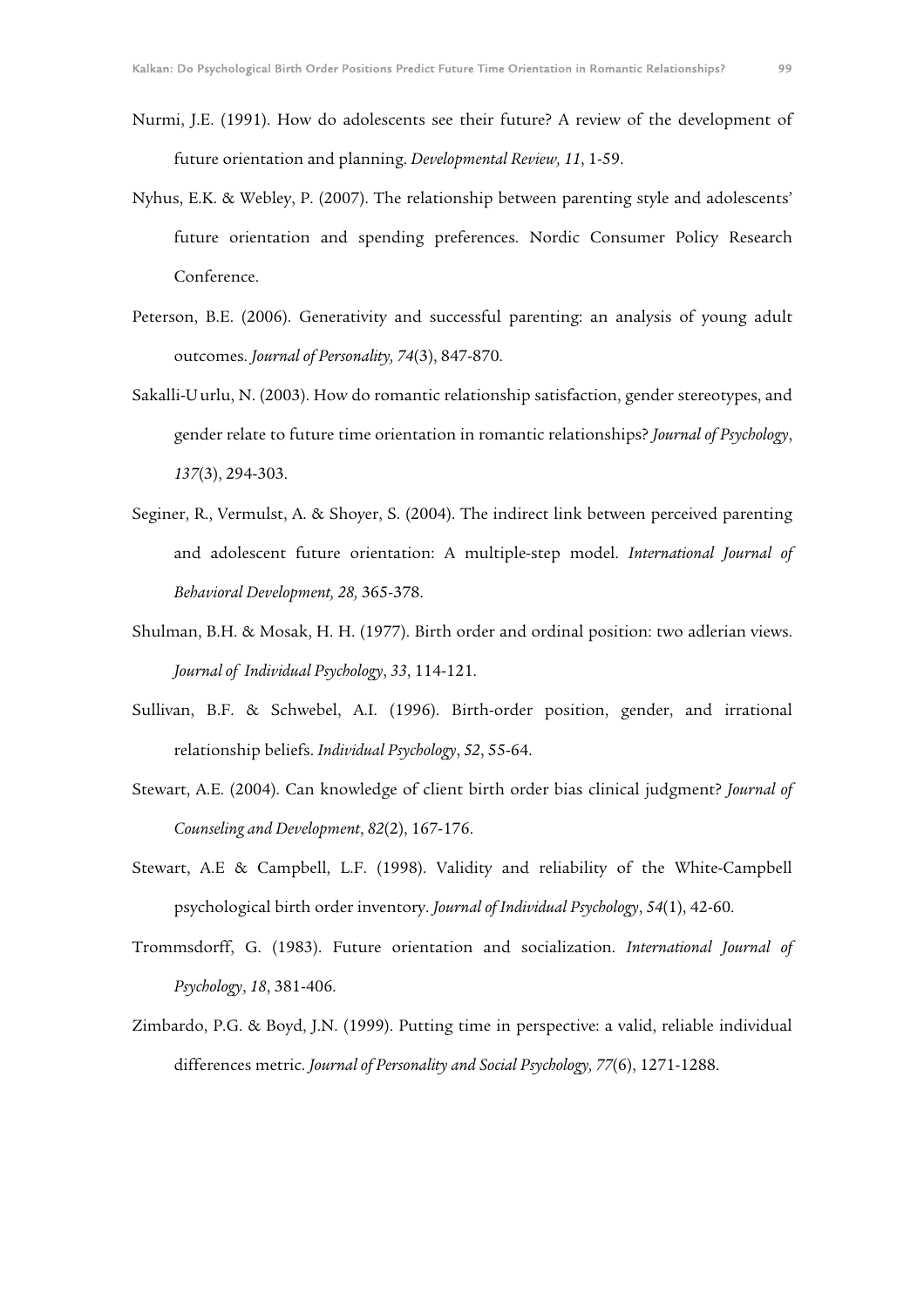Nurmi, J.E. (1991). How do adolescents see their future? A review of the development of future orientation and planning. *Developmental Review, 11*, 1-59.

Nyhus, E.K. & Webley, P. (2007). The relationship between parenting style and adolescents' future orientation and spending preferences. Nordic Consumer Policy Research Conference.

Peterson, B.E. (2006). Generativity and successful parenting: an analysis of young adult outcomes. *Journal of Personality, 74*(3), 847-870.

Sakalli-Uurlu, N. (2003). How do romantic relationship satisfaction, gender stereotypes, and gender relate to future time orientation in romantic relationships? *Journal of Psychology*, *137*(3), 294-303.

Seginer, R., Vermulst, A. & Shoyer, S. (2004). The indirect link between perceived parenting and adolescent future orientation: A multiple-step model. *International Journal of Behavioral Development, 28,* 365-378.

Shulman, B.H. & Mosak, H. H. (1977). Birth order and ordinal position: two adlerian views. *Journal of Individual Psychology*, *33*, 114-121.

Sullivan, B.F. & Schwebel, A.I. (1996). Birth-order position, gender, and irrational relationship beliefs. *Individual Psychology*, *52*, 55-64.

Stewart, A.E. (2004). Can knowledge of client birth order bias clinical judgment? *Journal of Counseling and Development*, *82*(2), 167-176.

Stewart, A.E & Campbell, L.F. (1998). Validity and reliability of the White-Campbell psychological birth order inventory. *Journal of Individual Psychology*, *54*(1), 42-60.

Trommsdorff, G. (1983). Future orientation and socialization. *International Journal of Psychology*, *18*, 381-406.

Zimbardo, P.G. & Boyd, J.N. (1999). Putting time in perspective: a valid, reliable individual differences metric. *Journal of Personality and Social Psychology, 77*(6), 1271-1288.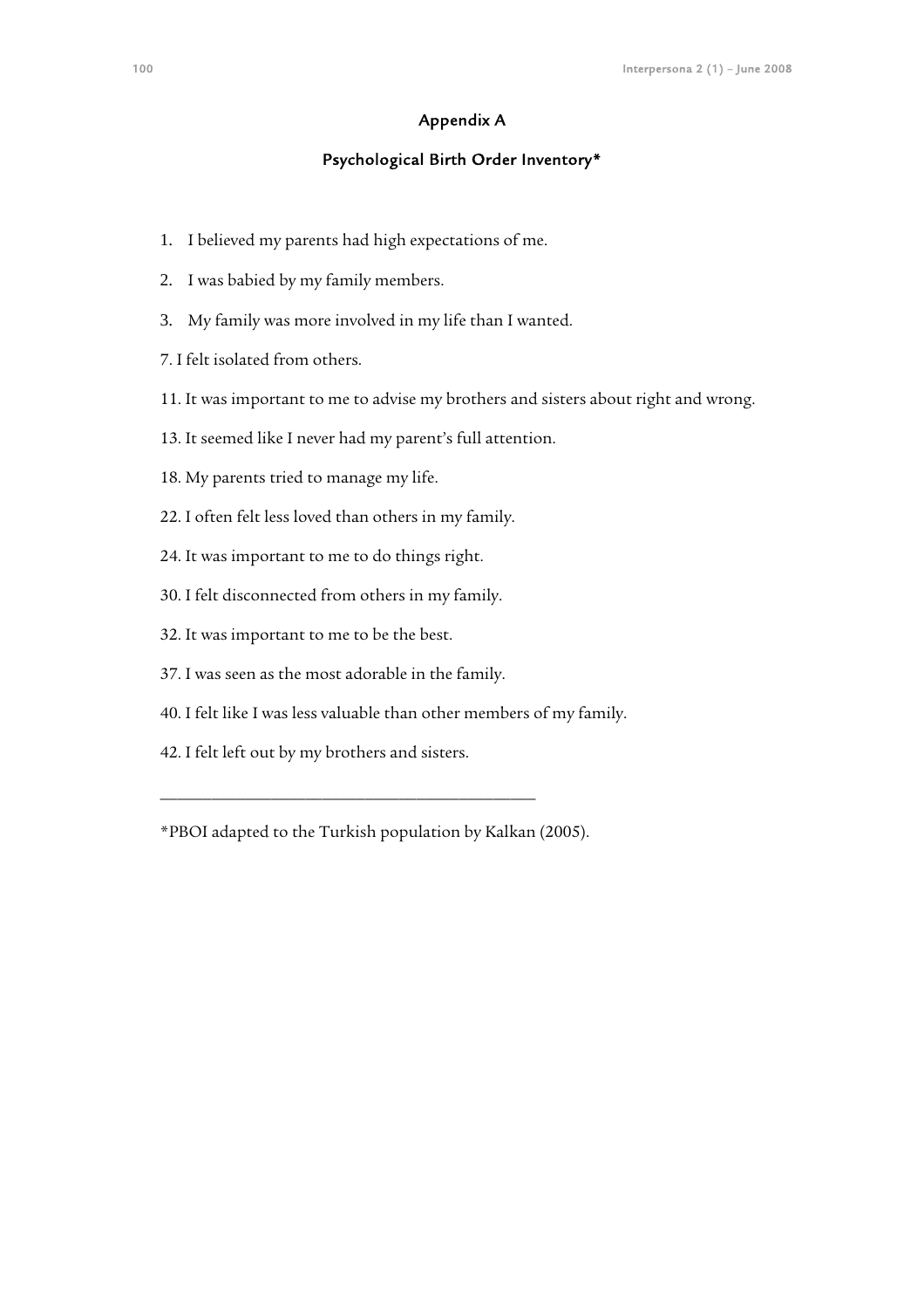## Appendix A

## Psychological Birth Order Inventory*

1. I believed my parents had high expectations of me.

2. I was babied by my family members.

3. My family was more involved in my life than I wanted.

7. I felt isolated from others.

11. It was important to me to advise my brothers and sisters about right and wrong.

13. It seemed like I never had my parent's full attention.

18. My parents tried to manage my life.

22. I often felt less loved than others in my family.

24. It was important to me to do things right.

30. I felt disconnected from others in my family.

32. It was important to me to be the best.

37. I was seen as the most adorable in the family.

40. I felt like I was less valuable than other members of my family.

42. I felt left out by my brothers and sisters.

---

*PBOI adapted to the Turkish population by Kalkan (2005).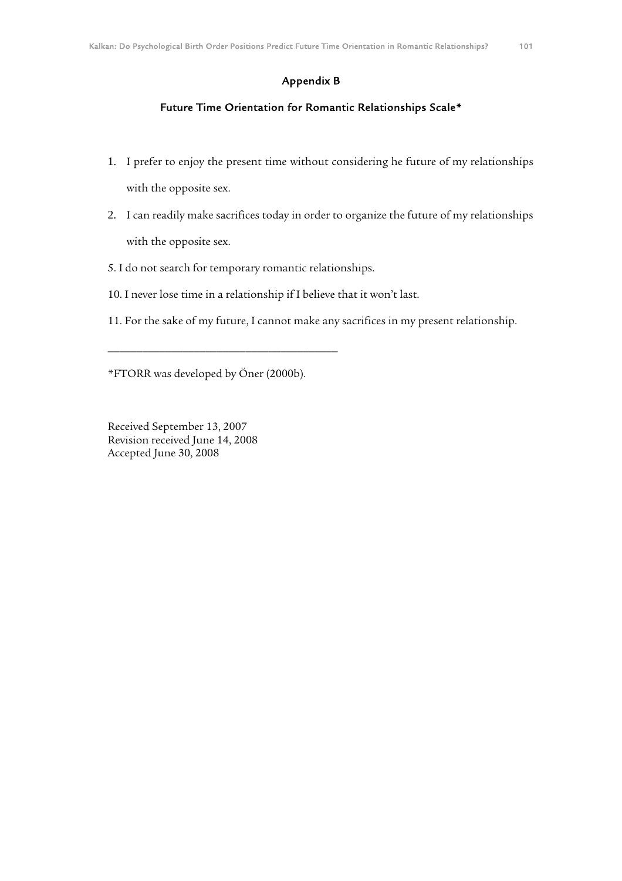## Appendix B

### Future Time Orientation for Romantic Relationships Scale*

1. I prefer to enjoy the present time without considering he future of my relationships with the opposite sex.
2. I can readily make sacrifices today in order to organize the future of my relationships with the opposite sex.

5. I do not search for temporary romantic relationships.

10. I never lose time in a relationship if I believe that it won't last.

11. For the sake of my future, I cannot make any sacrifices in my present relationship.

---

*FTORR was developed by Öner (2000b).

Received September 13, 2007
Revision received June 14, 2008
Accepted June 30, 2008